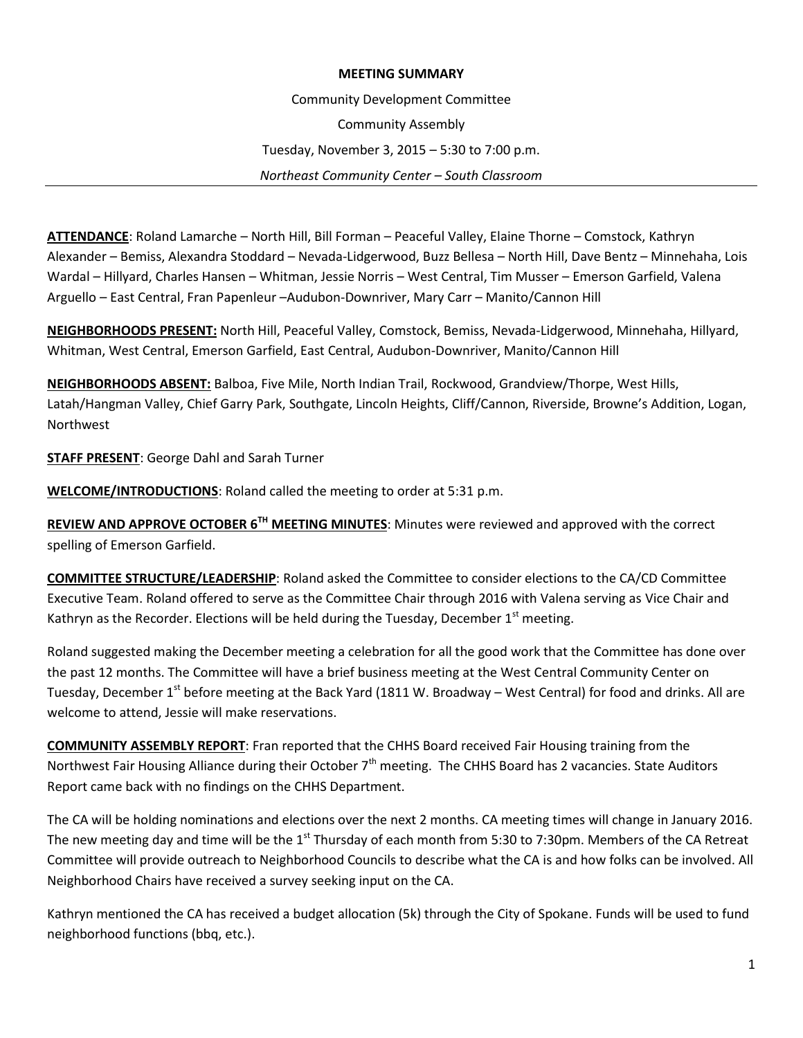**MEETING SUMMARY**

Community Development Committee

Community Assembly

Tuesday, November 3, 2015 – 5:30 to 7:00 p.m.

*Northeast Community Center – South Classroom*

---

**ATTENDANCE**: Roland Lamarche – North Hill, Bill Forman – Peaceful Valley, Elaine Thorne – Comstock, Kathryn Alexander – Bemiss, Alexandra Stoddard – Nevada-Lidgerwood, Buzz Bellesa – North Hill, Dave Bentz – Minnehaha, Lois Wardal – Hillyard, Charles Hansen – Whitman, Jessie Norris – West Central, Tim Musser – Emerson Garfield, Valena Arguello – East Central, Fran Papenleur –Audubon-Downriver, Mary Carr – Manito/Cannon Hill

**NEIGHBORHOODS PRESENT:** North Hill, Peaceful Valley, Comstock, Bemiss, Nevada-Lidgerwood, Minnehaha, Hillyard, Whitman, West Central, Emerson Garfield, East Central, Audubon-Downriver, Manito/Cannon Hill

**NEIGHBORHOODS ABSENT:** Balboa, Five Mile, North Indian Trail, Rockwood, Grandview/Thorpe, West Hills, Latah/Hangman Valley, Chief Garry Park, Southgate, Lincoln Heights, Cliff/Cannon, Riverside, Browne's Addition, Logan, Northwest

**STAFF PRESENT**: George Dahl and Sarah Turner

**WELCOME/INTRODUCTIONS**: Roland called the meeting to order at 5:31 p.m.

**REVIEW AND APPROVE OCTOBER 6TH MEETING MINUTES**: Minutes were reviewed and approved with the correct spelling of Emerson Garfield.

**COMMITTEE STRUCTURE/LEADERSHIP**: Roland asked the Committee to consider elections to the CA/CD Committee Executive Team. Roland offered to serve as the Committee Chair through 2016 with Valena serving as Vice Chair and Kathryn as the Recorder. Elections will be held during the Tuesday, December 1st meeting.

Roland suggested making the December meeting a celebration for all the good work that the Committee has done over the past 12 months. The Committee will have a brief business meeting at the West Central Community Center on Tuesday, December 1st before meeting at the Back Yard (1811 W. Broadway – West Central) for food and drinks. All are welcome to attend, Jessie will make reservations.

**COMMUNITY ASSEMBLY REPORT**: Fran reported that the CHHS Board received Fair Housing training from the Northwest Fair Housing Alliance during their October 7th meeting. The CHHS Board has 2 vacancies. State Auditors Report came back with no findings on the CHHS Department.

The CA will be holding nominations and elections over the next 2 months. CA meeting times will change in January 2016. The new meeting day and time will be the 1st Thursday of each month from 5:30 to 7:30pm. Members of the CA Retreat Committee will provide outreach to Neighborhood Councils to describe what the CA is and how folks can be involved. All Neighborhood Chairs have received a survey seeking input on the CA.

Kathryn mentioned the CA has received a budget allocation (5k) through the City of Spokane. Funds will be used to fund neighborhood functions (bbq, etc.).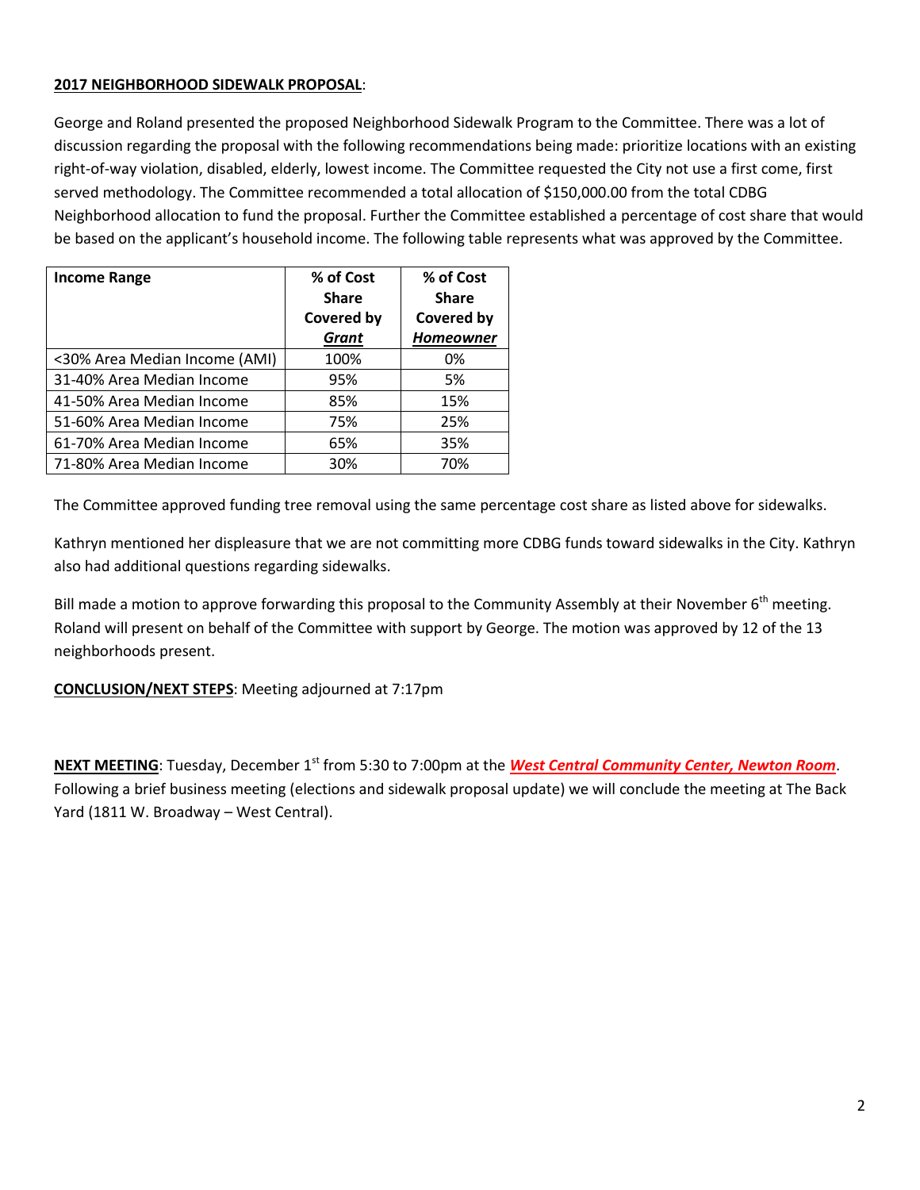**2017 NEIGHBORHOOD SIDEWALK PROPOSAL**:

George and Roland presented the proposed Neighborhood Sidewalk Program to the Committee. There was a lot of discussion regarding the proposal with the following recommendations being made: prioritize locations with an existing right-of-way violation, disabled, elderly, lowest income. The Committee requested the City not use a first come, first served methodology. The Committee recommended a total allocation of $150,000.00 from the total CDBG Neighborhood allocation to fund the proposal. Further the Committee established a percentage of cost share that would be based on the applicant's household income. The following table represents what was approved by the Committee.

| **Income Range** | **% of Cost Share Covered by *Grant*** | **% of Cost Share Covered by *Homeowner*** |
|---|---|---|
| <30% Area Median Income (AMI) | 100% | 0% |
| 31-40% Area Median Income | 95% | 5% |
| 41-50% Area Median Income | 85% | 15% |
| 51-60% Area Median Income | 75% | 25% |
| 61-70% Area Median Income | 65% | 35% |
| 71-80% Area Median Income | 30% | 70% |

The Committee approved funding tree removal using the same percentage cost share as listed above for sidewalks.

Kathryn mentioned her displeasure that we are not committing more CDBG funds toward sidewalks in the City. Kathryn also had additional questions regarding sidewalks.

Bill made a motion to approve forwarding this proposal to the Community Assembly at their November 6th meeting. Roland will present on behalf of the Committee with support by George. The motion was approved by 12 of the 13 neighborhoods present.

**CONCLUSION/NEXT STEPS**: Meeting adjourned at 7:17pm

**NEXT MEETING**: Tuesday, December 1st from 5:30 to 7:00pm at the ***West Central Community Center, Newton Room***. Following a brief business meeting (elections and sidewalk proposal update) we will conclude the meeting at The Back Yard (1811 W. Broadway – West Central).